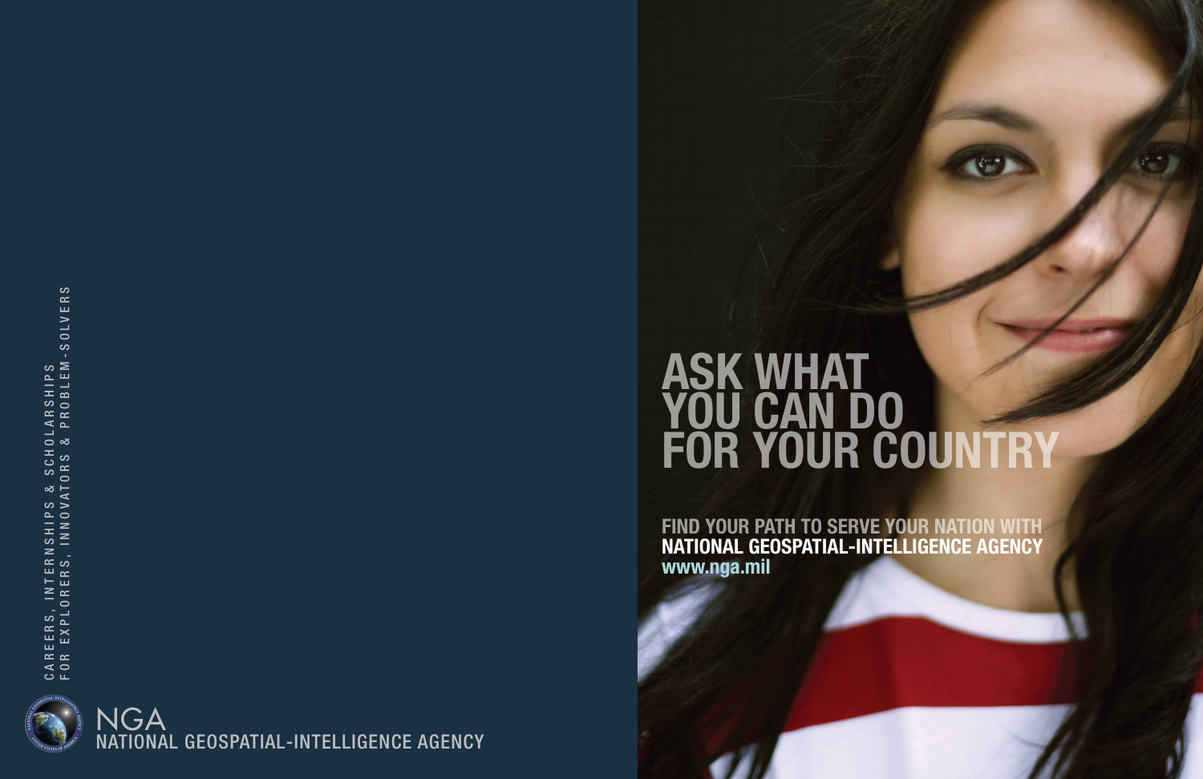CAREERS, INTERNSHIPS & SCHOLARSHIPS
FOR EXPLORERS, INNOVATORS & PROBLEM-SOLVERS

NGA
NATIONAL GEOSPATIAL-INTELLIGENCE AGENCY

# ASK WHAT YOU CAN DO FOR YOUR COUNTRY

**FIND YOUR PATH TO SERVE YOUR NATION WITH**
**NATIONAL GEOSPATIAL-INTELLIGENCE AGENCY**
**www.nga.mil**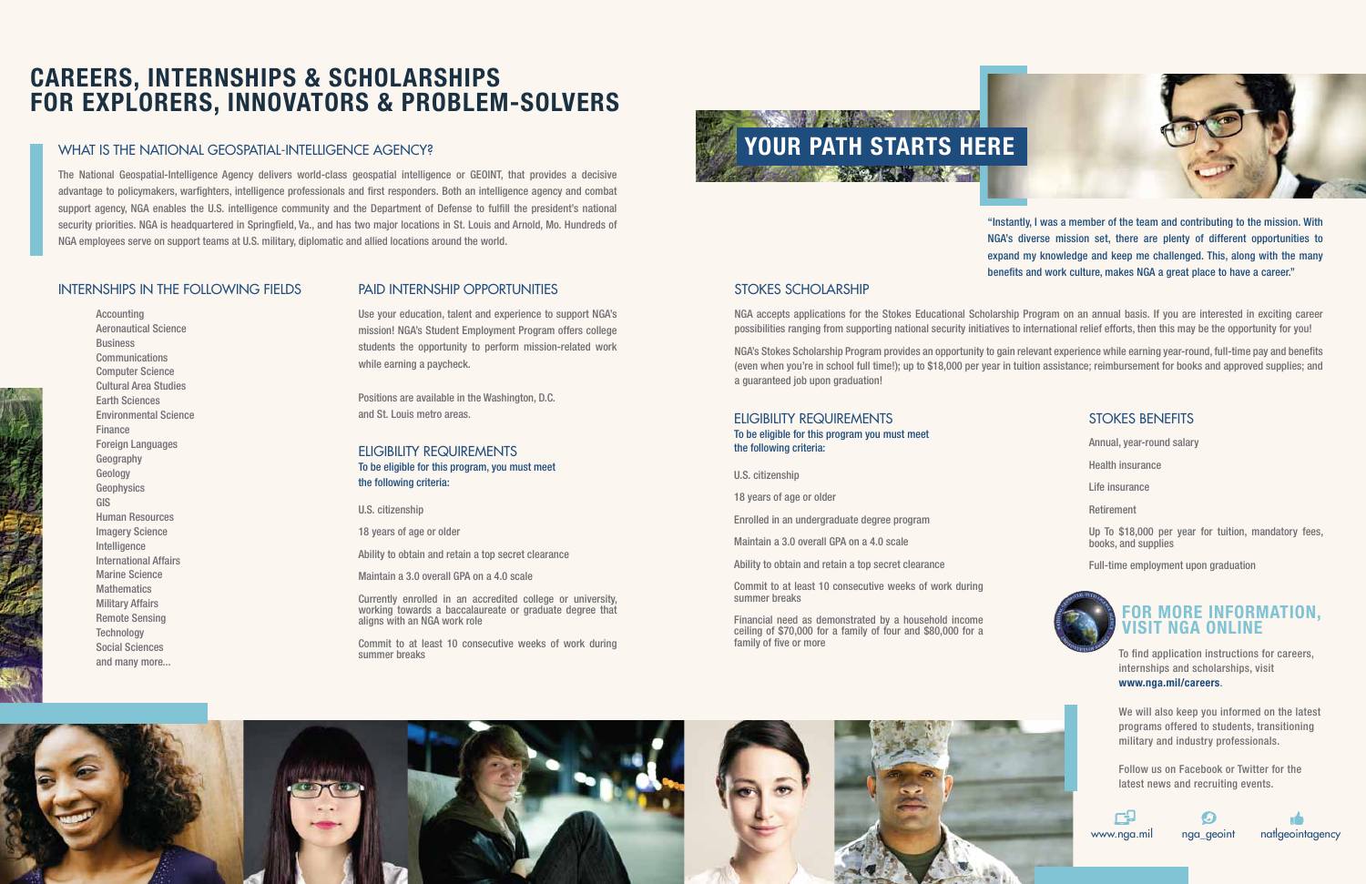# CAREERS, INTERNSHIPS & SCHOLARSHIPS FOR EXPLORERS, INNOVATORS & PROBLEM-SOLVERS

## WHAT IS THE NATIONAL GEOSPATIAL-INTELLIGENCE AGENCY?

The National Geospatial-Intelligence Agency delivers world-class geospatial intelligence or GEOINT, that provides a decisive advantage to policymakers, warfighters, intelligence professionals and first responders. Both an intelligence agency and combat support agency, NGA enables the U.S. intelligence community and the Department of Defense to fulfill the president's national security priorities. NGA is headquartered in Springfield, Va., and has two major locations in St. Louis and Arnold, Mo. Hundreds of NGA employees serve on support teams at U.S. military, diplomatic and allied locations around the world.

## INTERNSHIPS IN THE FOLLOWING FIELDS

- Accounting
- Aeronautical Science
- Business
- Communications
- Computer Science
- Cultural Area Studies
- Earth Sciences
- Environmental Science
- Finance
- Foreign Languages
- Geography
- Geology
- Geophysics
- GIS
- Human Resources
- Imagery Science
- Intelligence
- International Affairs
- Marine Science
- Mathematics
- Military Affairs
- Remote Sensing
- Technology
- Social Sciences
- and many more...

## PAID INTERNSHIP OPPORTUNITIES

Use your education, talent and experience to support NGA's mission! NGA's Student Employment Program offers college students the opportunity to perform mission-related work while earning a paycheck.

Positions are available in the Washington, D.C. and St. Louis metro areas.

### ELIGIBILITY REQUIREMENTS

To be eligible for this program, you must meet the following criteria:

- U.S. citizenship
- 18 years of age or older
- Ability to obtain and retain a top secret clearance
- Maintain a 3.0 overall GPA on a 4.0 scale
- Currently enrolled in an accredited college or university, working towards a baccalaureate or graduate degree that aligns with an NGA work role
- Commit to at least 10 consecutive weeks of work during summer breaks

## YOUR PATH STARTS HERE

"Instantly, I was a member of the team and contributing to the mission. With NGA's diverse mission set, there are plenty of different opportunities to expand my knowledge and keep me challenged. This, along with the many benefits and work culture, makes NGA a great place to have a career."

## STOKES SCHOLARSHIP

NGA accepts applications for the Stokes Educational Scholarship Program on an annual basis. If you are interested in exciting career possibilities ranging from supporting national security initiatives to international relief efforts, then this may be the opportunity for you!

NGA's Stokes Scholarship Program provides an opportunity to gain relevant experience while earning year-round, full-time pay and benefits (even when you're in school full time!); up to $18,000 per year in tuition assistance; reimbursement for books and approved supplies; and a guaranteed job upon graduation!

### ELIGIBILITY REQUIREMENTS

To be eligible for this program you must meet the following criteria:

- U.S. citizenship
- 18 years of age or older
- Enrolled in an undergraduate degree program
- Maintain a 3.0 overall GPA on a 4.0 scale
- Ability to obtain and retain a top secret clearance
- Commit to at least 10 consecutive weeks of work during summer breaks
- Financial need as demonstrated by a household income ceiling of $70,000 for a family of four and $80,000 for a family of five or more

### STOKES BENEFITS

- Annual, year-round salary
- Health insurance
- Life insurance
- Retirement
- Up To $18,000 per year for tuition, mandatory fees, books, and supplies
- Full-time employment upon graduation

## FOR MORE INFORMATION, VISIT NGA ONLINE

To find application instructions for careers, internships and scholarships, visit **www.nga.mil/careers**.

We will also keep you informed on the latest programs offered to students, transitioning military and industry professionals.

Follow us on Facebook or Twitter for the latest news and recruiting events.

www.nga.mil nga_geoint natlgeointagency